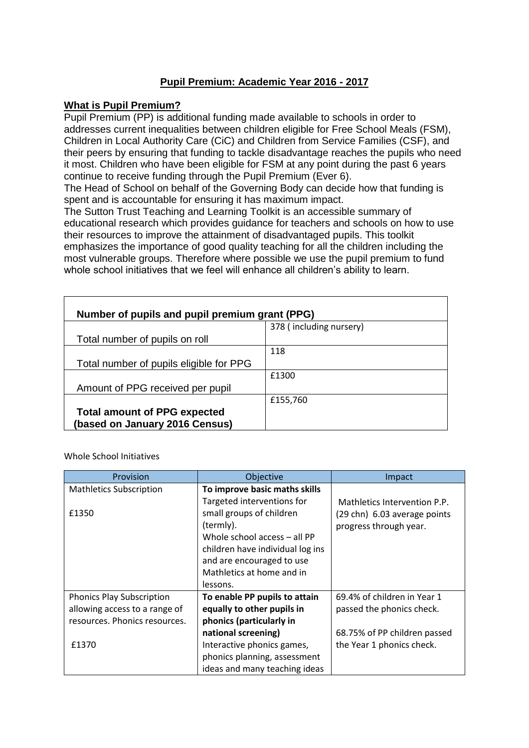## Pupil Premium: Academic Year 2016 - 2017

### What is Pupil Premium?

Pupil Premium (PP) is additional funding made available to schools in order to addresses current inequalities between children eligible for Free School Meals (FSM), Children in Local Authority Care (CiC) and Children from Service Families (CSF), and their peers by ensuring that funding to tackle disadvantage reaches the pupils who need it most. Children who have been eligible for FSM at any point during the past 6 years continue to receive funding through the Pupil Premium (Ever 6).

The Head of School on behalf of the Governing Body can decide how that funding is spent and is accountable for ensuring it has maximum impact.

The Sutton Trust Teaching and Learning Toolkit is an accessible summary of educational research which provides guidance for teachers and schools on how to use their resources to improve the attainment of disadvantaged pupils. This toolkit emphasizes the importance of good quality teaching for all the children including the most vulnerable groups. Therefore where possible we use the pupil premium to fund whole school initiatives that we feel will enhance all children's ability to learn.

| **Number of pupils and pupil premium grant (PPG)** | |
|---|---|
| Total number of pupils on roll | 378 ( including nursery) |
| Total number of pupils eligible for PPG | 118 |
| Amount of PPG received per pupil | £1300 |
| **Total amount of PPG expected (based on January 2016 Census)** | £155,760 |

Whole School Initiatives

| Provision | Objective | Impact |
|---|---|---|
| Mathletics Subscription<br><br>£1350 | **To improve basic maths skills**<br>Targeted interventions for small groups of children (termly).<br>Whole school access – all PP children have individual log ins and are encouraged to use Mathletics at home and in lessons. | Mathletics Intervention P.P. (29 chn) 6.03 average points progress through year. |
| Phonics Play Subscription allowing access to a range of resources. Phonics resources.<br><br>£1370 | **To enable PP pupils to attain equally to other pupils in phonics (particularly in national screening)**<br>Interactive phonics games, phonics planning, assessment ideas and many teaching ideas | 69.4% of children in Year 1 passed the phonics check.<br><br>68.75% of PP children passed the Year 1 phonics check. |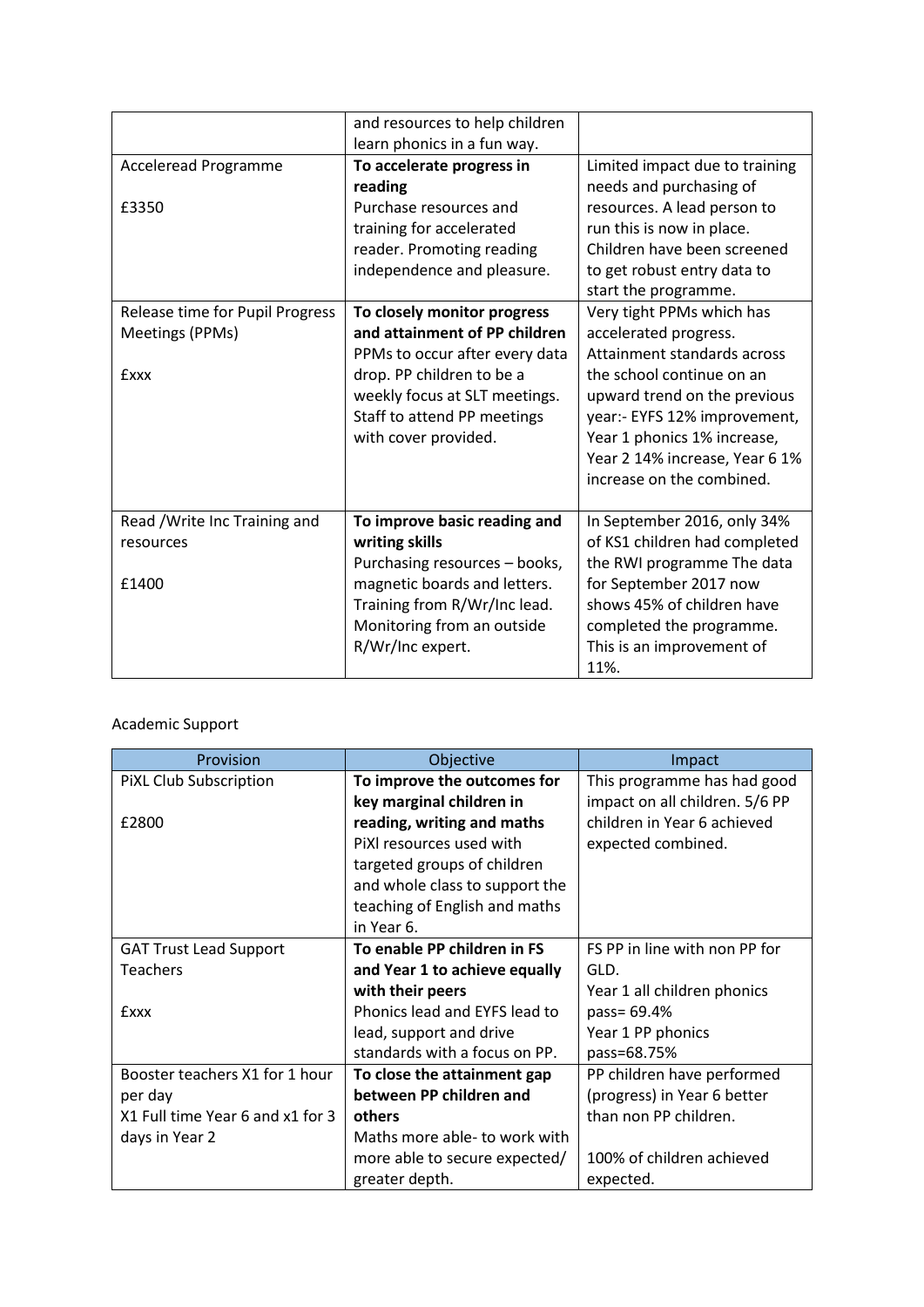| | | |
|---|---|---|
| | and resources to help children learn phonics in a fun way. | |
| Acceleread Programme<br><br>£3350 | **To accelerate progress in reading**<br>Purchase resources and training for accelerated reader. Promoting reading independence and pleasure. | Limited impact due to training needs and purchasing of resources. A lead person to run this is now in place. Children have been screened to get robust entry data to start the programme. |
| Release time for Pupil Progress Meetings (PPMs)<br><br>£xxx | **To closely monitor progress and attainment of PP children**<br>PPMs to occur after every data drop. PP children to be a weekly focus at SLT meetings. Staff to attend PP meetings with cover provided. | Very tight PPMs which has accelerated progress. Attainment standards across the school continue on an upward trend on the previous year:- EYFS 12% improvement, Year 1 phonics 1% increase, Year 2 14% increase, Year 6 1% increase on the combined. |
| Read /Write Inc Training and resources<br><br>£1400 | **To improve basic reading and writing skills**<br>Purchasing resources – books, magnetic boards and letters. Training from R/Wr/Inc lead. Monitoring from an outside R/Wr/Inc expert. | In September 2016, only 34% of KS1 children had completed the RWI programme The data for September 2017 now shows 45% of children have completed the programme. This is an improvement of 11%. |

Academic Support

| Provision | Objective | Impact |
|---|---|---|
| PiXL Club Subscription<br><br>£2800 | **To improve the outcomes for key marginal children in reading, writing and maths**<br>PiXl resources used with targeted groups of children and whole class to support the teaching of English and maths in Year 6. | This programme has had good impact on all children. 5/6 PP children in Year 6 achieved expected combined. |
| GAT Trust Lead Support Teachers<br><br>£xxx | **To enable PP children in FS and Year 1 to achieve equally with their peers**<br>Phonics lead and EYFS lead to lead, support and drive standards with a focus on PP. | FS PP in line with non PP for GLD.<br>Year 1 all children phonics pass= 69.4%<br>Year 1 PP phonics pass=68.75% |
| Booster teachers X1 for 1 hour per day<br>X1 Full time Year 6 and x1 for 3 days in Year 2 | **To close the attainment gap between PP children and others**<br>Maths more able- to work with more able to secure expected/ greater depth. | PP children have performed (progress) in Year 6 better than non PP children.<br><br>100% of children achieved expected. |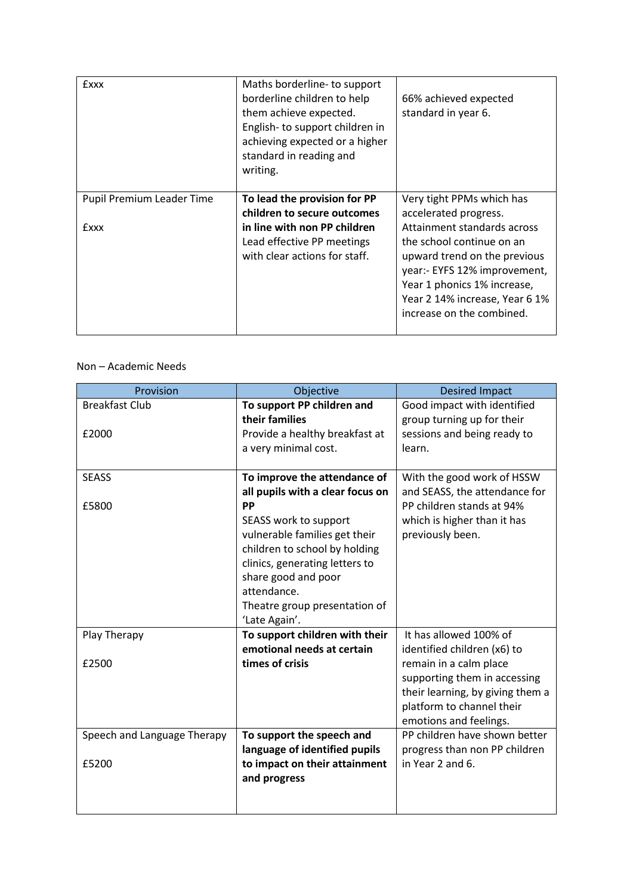| | | |
|---|---|---|
| £xxx | Maths borderline- to support borderline children to help them achieve expected. English- to support children in achieving expected or a higher standard in reading and writing. | 66% achieved expected standard in year 6. |
| Pupil Premium Leader Time<br><br>£xxx | **To lead the provision for PP children to secure outcomes in line with non PP children**<br>Lead effective PP meetings with clear actions for staff. | Very tight PPMs which has accelerated progress. Attainment standards across the school continue on an upward trend on the previous year:- EYFS 12% improvement, Year 1 phonics 1% increase, Year 2 14% increase, Year 6 1% increase on the combined. |

Non – Academic Needs

| Provision | Objective | Desired Impact |
|---|---|---|
| Breakfast Club<br><br>£2000 | **To support PP children and their families**<br>Provide a healthy breakfast at a very minimal cost. | Good impact with identified group turning up for their sessions and being ready to learn. |
| SEASS<br><br>£5800 | **To improve the attendance of all pupils with a clear focus on PP**<br>SEASS work to support vulnerable families get their children to school by holding clinics, generating letters to share good and poor attendance.<br>Theatre group presentation of 'Late Again'. | With the good work of HSSW and SEASS, the attendance for PP children stands at 94% which is higher than it has previously been. |
| Play Therapy<br><br>£2500 | **To support children with their emotional needs at certain times of crisis** | It has allowed 100% of identified children (x6) to remain in a calm place supporting them in accessing their learning, by giving them a platform to channel their emotions and feelings. |
| Speech and Language Therapy<br><br>£5200 | **To support the speech and language of identified pupils to impact on their attainment and progress** | PP children have shown better progress than non PP children in Year 2 and 6. |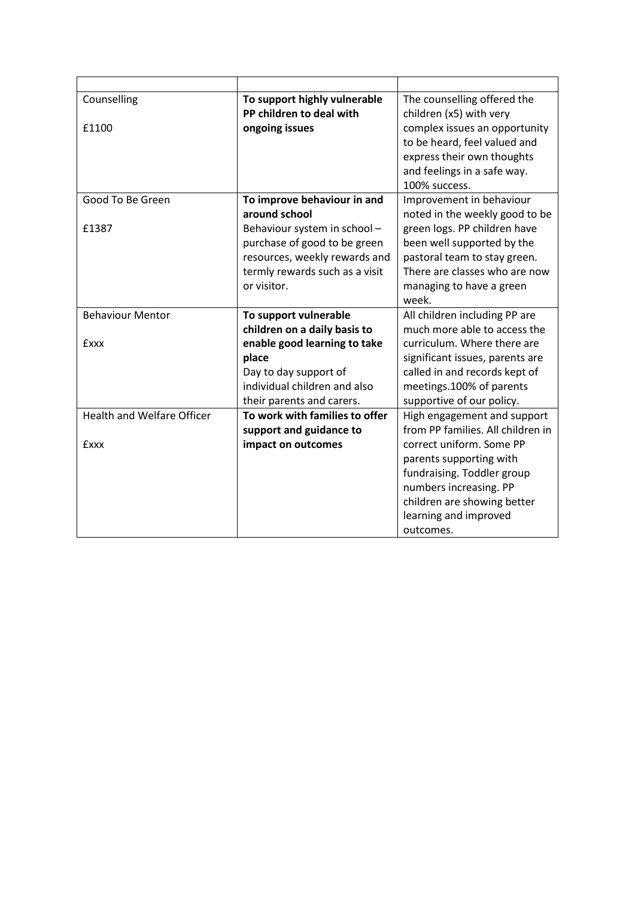| | | |
|---|---|---|
| Counselling<br><br>£1100 | **To support highly vulnerable PP children to deal with ongoing issues** | The counselling offered the children (x5) with very complex issues an opportunity to be heard, feel valued and express their own thoughts and feelings in a safe way. 100% success. |
| Good To Be Green<br><br>£1387 | **To improve behaviour in and around school**<br>Behaviour system in school – purchase of good to be green resources, weekly rewards and termly rewards such as a visit or visitor. | Improvement in behaviour noted in the weekly good to be green logs. PP children have been well supported by the pastoral team to stay green. There are classes who are now managing to have a green week. |
| Behaviour Mentor<br><br>£xxx | **To support vulnerable children on a daily basis to enable good learning to take place**<br>Day to day support of individual children and also their parents and carers. | All children including PP are much more able to access the curriculum. Where there are significant issues, parents are called in and records kept of meetings.100% of parents supportive of our policy. |
| Health and Welfare Officer<br><br>£xxx | **To work with families to offer support and guidance to impact on outcomes** | High engagement and support from PP families. All children in correct uniform. Some PP parents supporting with fundraising. Toddler group numbers increasing. PP children are showing better learning and improved outcomes. |